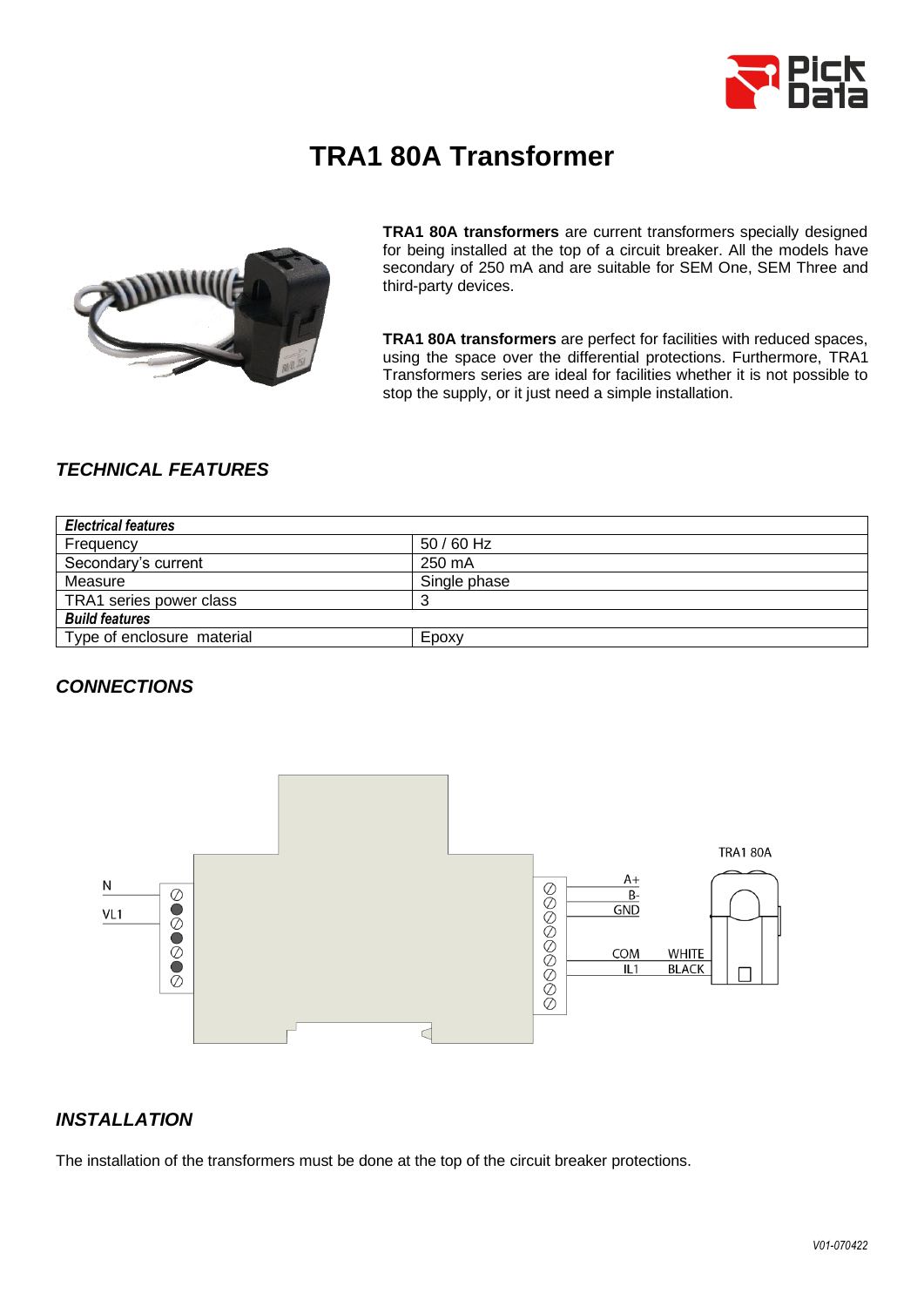# TRA1 80A Transformer

**TRA1 80A transformers** are current transformers specially designed for being installed at the top of a circuit breaker. All the models have secondary of 250 mA and are suitable for SEM One, SEM Three and third-party devices.

**TRA1 80A transformers** are perfect for facilities with reduced spaces, using the space over the differential protections. Furthermore, TRA1 Transformers series are ideal for facilities whether it is not possible to stop the supply, or it just need a simple installation.

## *TECHNICAL FEATURES*

| ***Electrical features*** | |
|---|---|
| Frequency | 50 / 60 Hz |
| Secondary's current | 250 mA |
| Measure | Single phase |
| TRA1 series power class | 3 |
| ***Build features*** | |
| Type of enclosure material | Epoxy |

## *CONNECTIONS*

N

VL1

A+

B-

GND

COM

IL1

WHITE

BLACK

TRA1 80A

## *INSTALLATION*

The installation of the transformers must be done at the top of the circuit breaker protections.

*V01-070422*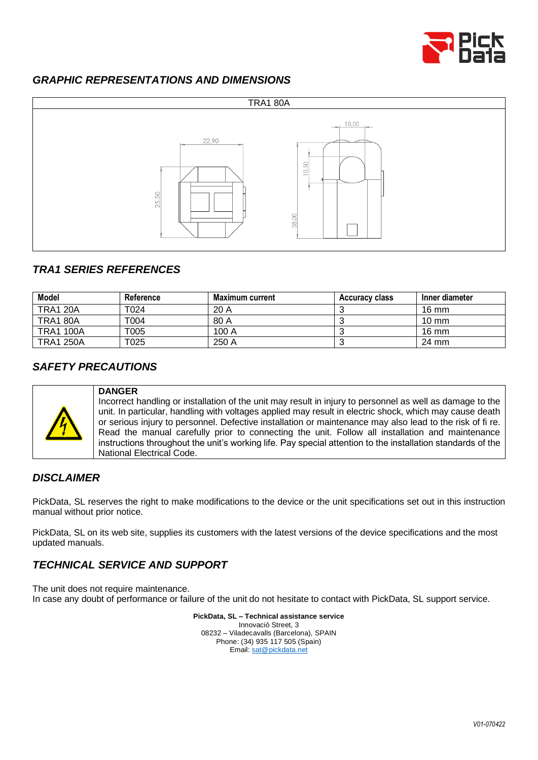## GRAPHIC REPRESENTATIONS AND DIMENSIONS

TRA1 80A

22,90

25,50

10,00

10,50

38,00

## TRA1 SERIES REFERENCES

| Model | Reference | Maximum current | Accuracy class | Inner diameter |
|---|---|---|---|---|
| TRA1 20A | T024 | 20 A | 3 | 16 mm |
| TRA1 80A | T004 | 80 A | 3 | 10 mm |
| TRA1 100A | T005 | 100 A | 3 | 16 mm |
| TRA1 250A | T025 | 250 A | 3 | 24 mm |

## SAFETY PRECAUTIONS

**DANGER**

Incorrect handling or installation of the unit may result in injury to personnel as well as damage to the unit. In particular, handling with voltages applied may result in electric shock, which may cause death or serious injury to personnel. Defective installation or maintenance may also lead to the risk of fi re. Read the manual carefully prior to connecting the unit. Follow all installation and maintenance instructions throughout the unit's working life. Pay special attention to the installation standards of the National Electrical Code.

## DISCLAIMER

PickData, SL reserves the right to make modifications to the device or the unit specifications set out in this instruction manual without prior notice.

PickData, SL on its web site, supplies its customers with the latest versions of the device specifications and the most updated manuals.

## TECHNICAL SERVICE AND SUPPORT

The unit does not require maintenance.
In case any doubt of performance or failure of the unit do not hesitate to contact with PickData, SL support service.

**PickData, SL – Technical assistance service**
Innovació Street, 3
08232 – Viladecavalls (Barcelona), SPAIN
Phone: (34) 935 117 505 (Spain)
Email: sat@pickdata.net

V01-070422